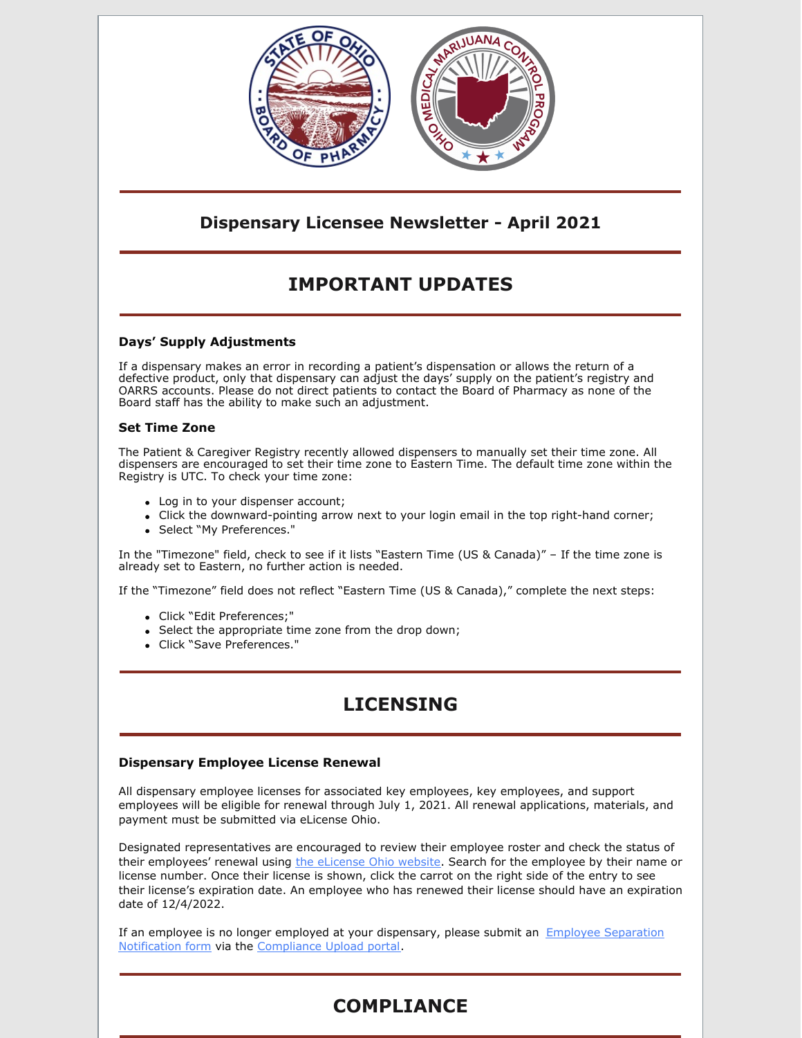## Dispensary Licensee Newsletter - April 2021

# IMPORTANT UPDATES

### Days' Supply Adjustments

If a dispensary makes an error in recording a patient's dispensation or allows the return of a defective product, only that dispensary can adjust the days' supply on the patient's registry and OARRS accounts. Please do not direct patients to contact the Board of Pharmacy as none of the Board staff has the ability to make such an adjustment.

### Set Time Zone

The Patient & Caregiver Registry recently allowed dispensers to manually set their time zone. All dispensers are encouraged to set their time zone to Eastern Time. The default time zone within the Registry is UTC. To check your time zone:

- Log in to your dispenser account;
- Click the downward-pointing arrow next to your login email in the top right-hand corner;
- Select "My Preferences."

In the "Timezone" field, check to see if it lists "Eastern Time (US & Canada)" – If the time zone is already set to Eastern, no further action is needed.

If the "Timezone" field does not reflect "Eastern Time (US & Canada)," complete the next steps:

- Click "Edit Preferences;"
- Select the appropriate time zone from the drop down;
- Click "Save Preferences."

# LICENSING

### Dispensary Employee License Renewal

All dispensary employee licenses for associated key employees, key employees, and support employees will be eligible for renewal through July 1, 2021. All renewal applications, materials, and payment must be submitted via eLicense Ohio.

Designated representatives are encouraged to review their employee roster and check the status of their employees' renewal using the eLicense Ohio website. Search for the employee by their name or license number. Once their license is shown, click the carrot on the right side of the entry to see their license's expiration date. An employee who has renewed their license should have an expiration date of 12/4/2022.

If an employee is no longer employed at your dispensary, please submit an Employee Separation Notification form via the Compliance Upload portal.

# COMPLIANCE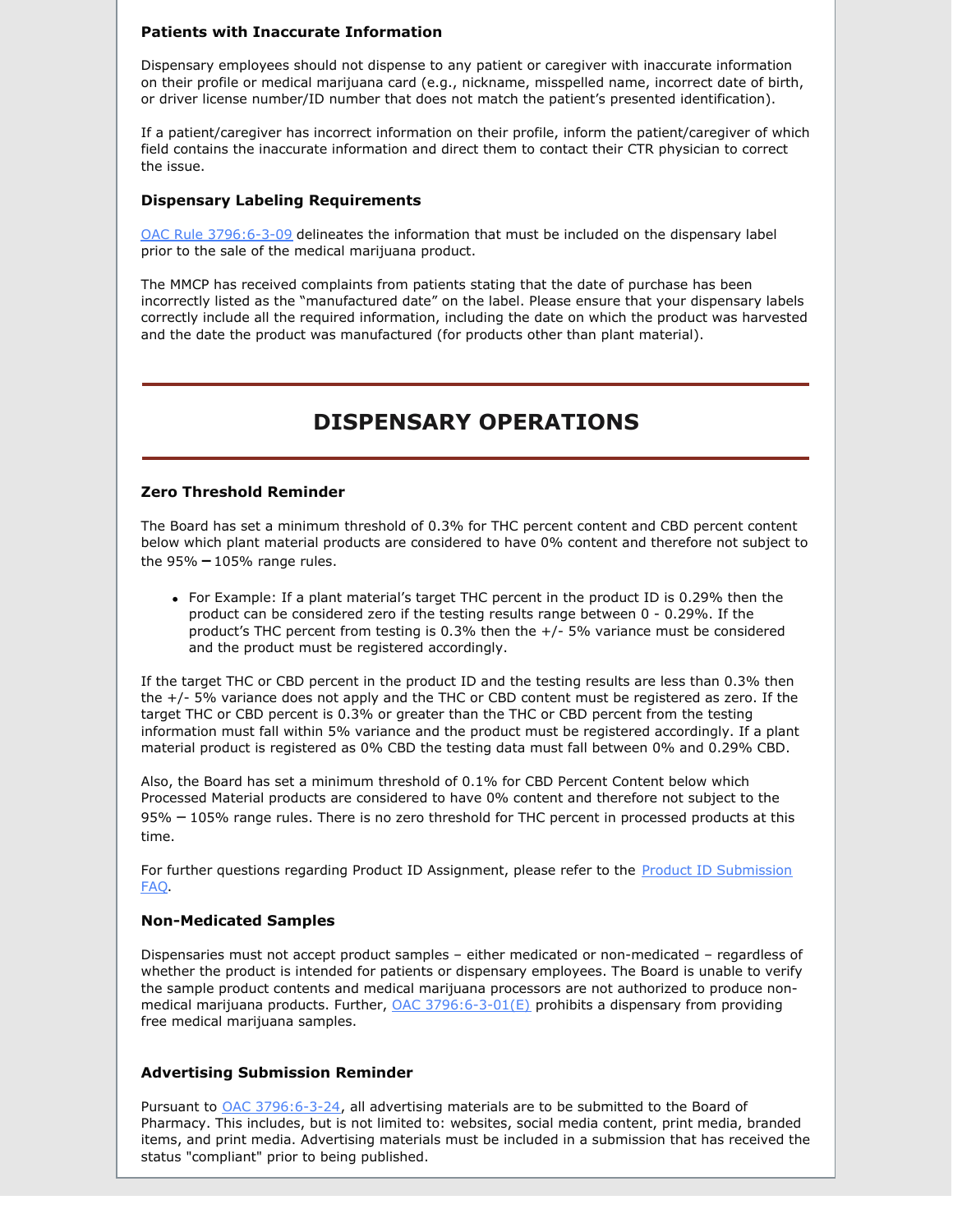### Patients with Inaccurate Information

Dispensary employees should not dispense to any patient or caregiver with inaccurate information on their profile or medical marijuana card (e.g., nickname, misspelled name, incorrect date of birth, or driver license number/ID number that does not match the patient's presented identification).

If a patient/caregiver has incorrect information on their profile, inform the patient/caregiver of which field contains the inaccurate information and direct them to contact their CTR physician to correct the issue.

### Dispensary Labeling Requirements

OAC Rule 3796:6-3-09 delineates the information that must be included on the dispensary label prior to the sale of the medical marijuana product.

The MMCP has received complaints from patients stating that the date of purchase has been incorrectly listed as the "manufactured date" on the label. Please ensure that your dispensary labels correctly include all the required information, including the date on which the product was harvested and the date the product was manufactured (for products other than plant material).

## DISPENSARY OPERATIONS

### Zero Threshold Reminder

The Board has set a minimum threshold of 0.3% for THC percent content and CBD percent content below which plant material products are considered to have 0% content and therefore not subject to the 95% – 105% range rules.

- For Example: If a plant material's target THC percent in the product ID is 0.29% then the product can be considered zero if the testing results range between 0 - 0.29%. If the product's THC percent from testing is 0.3% then the +/- 5% variance must be considered and the product must be registered accordingly.

If the target THC or CBD percent in the product ID and the testing results are less than 0.3% then the +/- 5% variance does not apply and the THC or CBD content must be registered as zero. If the target THC or CBD percent is 0.3% or greater than the THC or CBD percent from the testing information must fall within 5% variance and the product must be registered accordingly. If a plant material product is registered as 0% CBD the testing data must fall between 0% and 0.29% CBD.

Also, the Board has set a minimum threshold of 0.1% for CBD Percent Content below which Processed Material products are considered to have 0% content and therefore not subject to the 95% – 105% range rules. There is no zero threshold for THC percent in processed products at this time.

For further questions regarding Product ID Assignment, please refer to the Product ID Submission FAQ.

### Non-Medicated Samples

Dispensaries must not accept product samples – either medicated or non-medicated – regardless of whether the product is intended for patients or dispensary employees. The Board is unable to verify the sample product contents and medical marijuana processors are not authorized to produce non-medical marijuana products. Further, OAC 3796:6-3-01(E) prohibits a dispensary from providing free medical marijuana samples.

### Advertising Submission Reminder

Pursuant to OAC 3796:6-3-24, all advertising materials are to be submitted to the Board of Pharmacy. This includes, but is not limited to: websites, social media content, print media, branded items, and print media. Advertising materials must be included in a submission that has received the status "compliant" prior to being published.